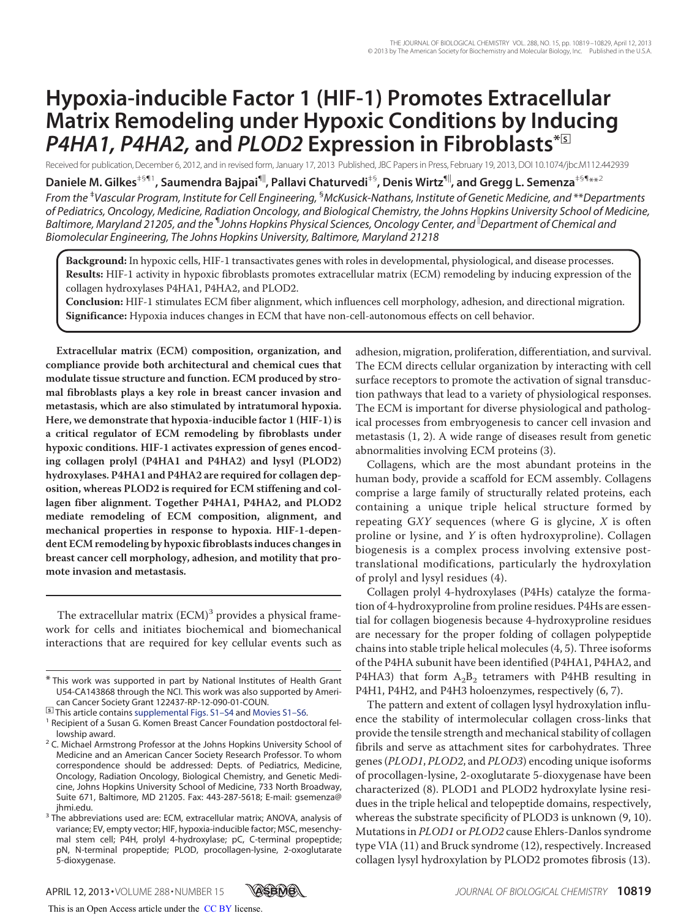# Hypoxia-inducible Factor 1 (HIF-1) Promotes Extracellular Matrix Remodeling under Hypoxic Conditions by Inducing *P4HA1, P4HA2,* and *PLOD2* Expression in Fibroblasts[*][S]

Received for publication, December 6, 2012, and in revised form, January 17, 2013 Published, JBC Papers in Press, February 19, 2013, DOI 10.1074/jbc.M112.442939

**Daniele M. Gilkes[‡§¶1], Saumendra Bajpai[¶‖], Pallavi Chaturvedi[‡§], Denis Wirtz[¶‖], and Gregg L. Semenza[‡§¶**2]**

*From the [‡]Vascular Program, Institute for Cell Engineering, [§]McKusick-Nathans, Institute of Genetic Medicine, and [**]Departments of Pediatrics, Oncology, Medicine, Radiation Oncology, and Biological Chemistry, the Johns Hopkins University School of Medicine, Baltimore, Maryland 21205, and the [¶]Johns Hopkins Physical Sciences, Oncology Center, and [‖]Department of Chemical and Biomolecular Engineering, The Johns Hopkins University, Baltimore, Maryland 21218*

**Background:** In hypoxic cells, HIF-1 transactivates genes with roles in developmental, physiological, and disease processes.
**Results:** HIF-1 activity in hypoxic fibroblasts promotes extracellular matrix (ECM) remodeling by inducing expression of the collagen hydroxylases P4HA1, P4HA2, and PLOD2.
**Conclusion:** HIF-1 stimulates ECM fiber alignment, which influences cell morphology, adhesion, and directional migration.
**Significance:** Hypoxia induces changes in ECM that have non-cell-autonomous effects on cell behavior.

**Extracellular matrix (ECM) composition, organization, and compliance provide both architectural and chemical cues that modulate tissue structure and function. ECM produced by stromal fibroblasts plays a key role in breast cancer invasion and metastasis, which are also stimulated by intratumoral hypoxia. Here, we demonstrate that hypoxia-inducible factor 1 (HIF-1) is a critical regulator of ECM remodeling by fibroblasts under hypoxic conditions. HIF-1 activates expression of genes encoding collagen prolyl (P4HA1 and P4HA2) and lysyl (PLOD2) hydroxylases. P4HA1 and P4HA2 are required for collagen deposition, whereas PLOD2 is required for ECM stiffening and collagen fiber alignment. Together P4HA1, P4HA2, and PLOD2 mediate remodeling of ECM composition, alignment, and mechanical properties in response to hypoxia. HIF-1-dependent ECM remodeling by hypoxic fibroblasts induces changes in breast cancer cell morphology, adhesion, and motility that promote invasion and metastasis.**

The extracellular matrix (ECM)[3] provides a physical framework for cells and initiates biochemical and biomechanical interactions that are required for key cellular events such as adhesion, migration, proliferation, differentiation, and survival. The ECM directs cellular organization by interacting with cell surface receptors to promote the activation of signal transduction pathways that lead to a variety of physiological responses. The ECM is important for diverse physiological and pathological processes from embryogenesis to cancer cell invasion and metastasis (1, 2). A wide range of diseases result from genetic abnormalities involving ECM proteins (3).

Collagens, which are the most abundant proteins in the human body, provide a scaffold for ECM assembly. Collagens comprise a large family of structurally related proteins, each containing a unique triple helical structure formed by repeating G*XY* sequences (where G is glycine, *X* is often proline or lysine, and *Y* is often hydroxyproline). Collagen biogenesis is a complex process involving extensive post-translational modifications, particularly the hydroxylation of prolyl and lysyl residues (4).

Collagen prolyl 4-hydroxylases (P4Hs) catalyze the formation of 4-hydroxyproline from proline residues. P4Hs are essential for collagen biogenesis because 4-hydroxyproline residues are necessary for the proper folding of collagen polypeptide chains into stable triple helical molecules (4, 5). Three isoforms of the P4HA subunit have been identified (P4HA1, P4HA2, and P4HA3) that form $A_2B_2$ tetramers with P4HB resulting in P4H1, P4H2, and P4H3 holoenzymes, respectively (6, 7).

The pattern and extent of collagen lysyl hydroxylation influence the stability of intermolecular collagen cross-links that provide the tensile strength and mechanical stability of collagen fibrils and serve as attachment sites for carbohydrates. Three genes (*PLOD1*, *PLOD2*, and *PLOD3*) encoding unique isoforms of procollagen-lysine, 2-oxoglutarate 5-dioxygenase have been characterized (8). PLOD1 and PLOD2 hydroxylate lysine residues in the triple helical and telopeptide domains, respectively, whereas the substrate specificity of PLOD3 is unknown (9, 10). Mutations in *PLOD1* or *PLOD2* cause Ehlers-Danlos syndrome type VIA (11) and Bruck syndrome (12), respectively. Increased collagen lysyl hydroxylation by PLOD2 promotes fibrosis (13).

[*] This work was supported in part by National Institutes of Health Grant U54-CA143868 through the NCI. This work was also supported by American Cancer Society Grant 122437-RP-12-090-01-COUN.

[S] This article contains supplemental Figs. S1–S4 and Movies S1–S6.

[1] Recipient of a Susan G. Komen Breast Cancer Foundation postdoctoral fellowship award.

[2] C. Michael Armstrong Professor at the Johns Hopkins University School of Medicine and an American Cancer Society Research Professor. To whom correspondence should be addressed: Depts. of Pediatrics, Medicine, Oncology, Radiation Oncology, Biological Chemistry, and Genetic Medicine, Johns Hopkins University School of Medicine, 733 North Broadway, Suite 671, Baltimore, MD 21205. Fax: 443-287-5618; E-mail: gsemenza@jhmi.edu.

[3] The abbreviations used are: ECM, extracellular matrix; ANOVA, analysis of variance; EV, empty vector; HIF, hypoxia-inducible factor; MSC, mesenchymal stem cell; P4H, prolyl 4-hydroxylase; pC, C-terminal propeptide; pN, N-terminal propeptide; PLOD, procollagen-lysine, 2-oxoglutarate 5-dioxygenase.

This is an Open Access article under the CC BY license.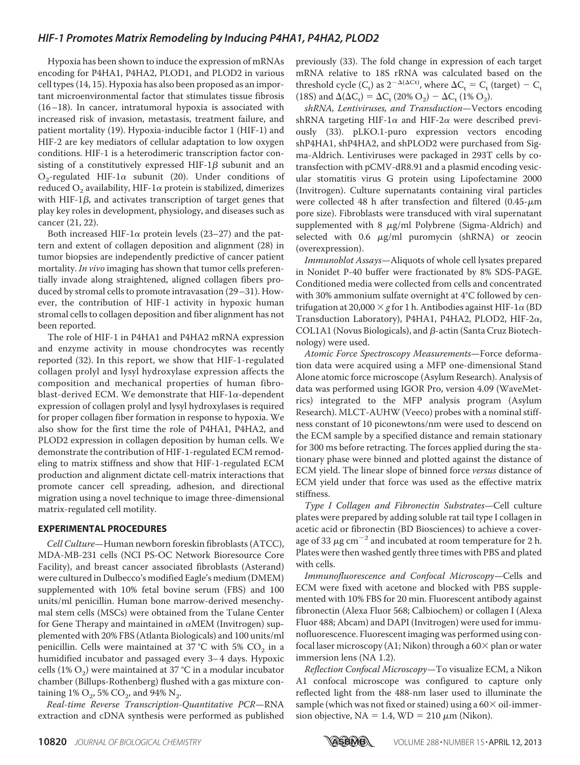Hypoxia has been shown to induce the expression of mRNAs encoding for P4HA1, P4HA2, PLOD1, and PLOD2 in various cell types (14, 15). Hypoxia has also been proposed as an important microenvironmental factor that stimulates tissue fibrosis (16–18). In cancer, intratumoral hypoxia is associated with increased risk of invasion, metastasis, treatment failure, and patient mortality (19). Hypoxia-inducible factor 1 (HIF-1) and HIF-2 are key mediators of cellular adaptation to low oxygen conditions. HIF-1 is a heterodimeric transcription factor consisting of a constitutively expressed HIF-1$\beta$ subunit and an $O_2$-regulated HIF-1$\alpha$ subunit (20). Under conditions of reduced $O_2$ availability, HIF-1$\alpha$ protein is stabilized, dimerizes with HIF-1$\beta$, and activates transcription of target genes that play key roles in development, physiology, and diseases such as cancer (21, 22).

Both increased HIF-1$\alpha$ protein levels (23–27) and the pattern and extent of collagen deposition and alignment (28) in tumor biopsies are independently predictive of cancer patient mortality. *In vivo* imaging has shown that tumor cells preferentially invade along straightened, aligned collagen fibers produced by stromal cells to promote intravasation (29–31). However, the contribution of HIF-1 activity in hypoxic human stromal cells to collagen deposition and fiber alignment has not been reported.

The role of HIF-1 in P4HA1 and P4HA2 mRNA expression and enzyme activity in mouse chondrocytes was recently reported (32). In this report, we show that HIF-1-regulated collagen prolyl and lysyl hydroxylase expression affects the composition and mechanical properties of human fibroblast-derived ECM. We demonstrate that HIF-1$\alpha$-dependent expression of collagen prolyl and lysyl hydroxylases is required for proper collagen fiber formation in response to hypoxia. We also show for the first time the role of P4HA1, P4HA2, and PLOD2 expression in collagen deposition by human cells. We demonstrate the contribution of HIF-1-regulated ECM remodeling to matrix stiffness and show that HIF-1-regulated ECM production and alignment dictate cell-matrix interactions that promote cancer cell spreading, adhesion, and directional migration using a novel technique to image three-dimensional matrix-regulated cell motility.

## EXPERIMENTAL PROCEDURES

*Cell Culture*—Human newborn foreskin fibroblasts (ATCC), MDA-MB-231 cells (NCI PS-OC Network Bioresource Core Facility), and breast cancer associated fibroblasts (Asterand) were cultured in Dulbecco's modified Eagle's medium (DMEM) supplemented with 10% fetal bovine serum (FBS) and 100 units/ml penicillin. Human bone marrow-derived mesenchymal stem cells (MSCs) were obtained from the Tulane Center for Gene Therapy and maintained in $\alpha$MEM (Invitrogen) supplemented with 20% FBS (Atlanta Biologicals) and 100 units/ml penicillin. Cells were maintained at 37 °C with 5% $CO_2$ in a humidified incubator and passaged every 3–4 days. Hypoxic cells (1% $O_2$) were maintained at 37 °C in a modular incubator chamber (Billups-Rothenberg) flushed with a gas mixture containing 1% $O_2$, 5% $CO_2$, and 94% $N_2$.

*Real-time Reverse Transcription-Quantitative PCR*—RNA extraction and cDNA synthesis were performed as published previously (33). The fold change in expression of each target mRNA relative to 18S rRNA was calculated based on the threshold cycle ($C_t$) as $2^{-\Delta(\Delta Ct)}$, where $\Delta C_t = C_t\ (\text{target}) - C_t\ (18S)$ and $\Delta(\Delta C_t) = \Delta C_t\ (20\%\ O_2) - \Delta C_t\ (1\%\ O_2)$.

*shRNA, Lentiviruses, and Transduction*—Vectors encoding shRNA targeting HIF-1$\alpha$ and HIF-2$\alpha$ were described previously (33). pLKO.1-puro expression vectors encoding shP4HA1, shP4HA2, and shPLOD2 were purchased from Sigma-Aldrich. Lentiviruses were packaged in 293T cells by co-transfection with pCMV-dR8.91 and a plasmid encoding vesicular stomatitis virus G protein using Lipofectamine 2000 (Invitrogen). Culture supernatants containing viral particles were collected 48 h after transfection and filtered (0.45-$\mu$m pore size). Fibroblasts were transduced with viral supernatant supplemented with 8 $\mu$g/ml Polybrene (Sigma-Aldrich) and selected with 0.6 $\mu$g/ml puromycin (shRNA) or zeocin (overexpression).

*Immunoblot Assays*—Aliquots of whole cell lysates prepared in Nonidet P-40 buffer were fractionated by 8% SDS-PAGE. Conditioned media were collected from cells and concentrated with 30% ammonium sulfate overnight at 4°C followed by centrifugation at 20,000 × *g* for 1 h. Antibodies against HIF-1$\alpha$ (BD Transduction Laboratory), P4HA1, P4HA2, PLOD2, HIF-2$\alpha$, COL1A1 (Novus Biologicals), and $\beta$-actin (Santa Cruz Biotechnology) were used.

*Atomic Force Spectroscopy Measurements*—Force deformation data were acquired using a MFP one-dimensional Stand Alone atomic force microscope (Asylum Research). Analysis of data was performed using IGOR Pro, version 4.09 (WaveMetrics) integrated to the MFP analysis program (Asylum Research). MLCT-AUHW (Veeco) probes with a nominal stiffness constant of 10 piconewtons/nm were used to descend on the ECM sample by a specified distance and remain stationary for 300 ms before retracting. The forces applied during the stationary phase were binned and plotted against the distance of ECM yield. The linear slope of binned force *versus* distance of ECM yield under that force was used as the effective matrix stiffness.

*Type I Collagen and Fibronectin Substrates*—Cell culture plates were prepared by adding soluble rat tail type I collagen in acetic acid or fibronectin (BD Biosciences) to achieve a coverage of 33 $\mu$g $cm^{-2}$ and incubated at room temperature for 2 h. Plates were then washed gently three times with PBS and plated with cells.

*Immunofluorescence and Confocal Microscopy*—Cells and ECM were fixed with acetone and blocked with PBS supplemented with 10% FBS for 20 min. Fluorescent antibody against fibronectin (Alexa Fluor 568; Calbiochem) or collagen I (Alexa Fluor 488; Abcam) and DAPI (Invitrogen) were used for immunofluorescence. Fluorescent imaging was performed using confocal laser microscopy (A1; Nikon) through a 60× plan or water immersion lens (NA 1.2).

*Reflection Confocal Microscopy*—To visualize ECM, a Nikon A1 confocal microscope was configured to capture only reflected light from the 488-nm laser used to illuminate the sample (which was not fixed or stained) using a 60× oil-immersion objective, NA = 1.4, WD = 210 $\mu$m (Nikon).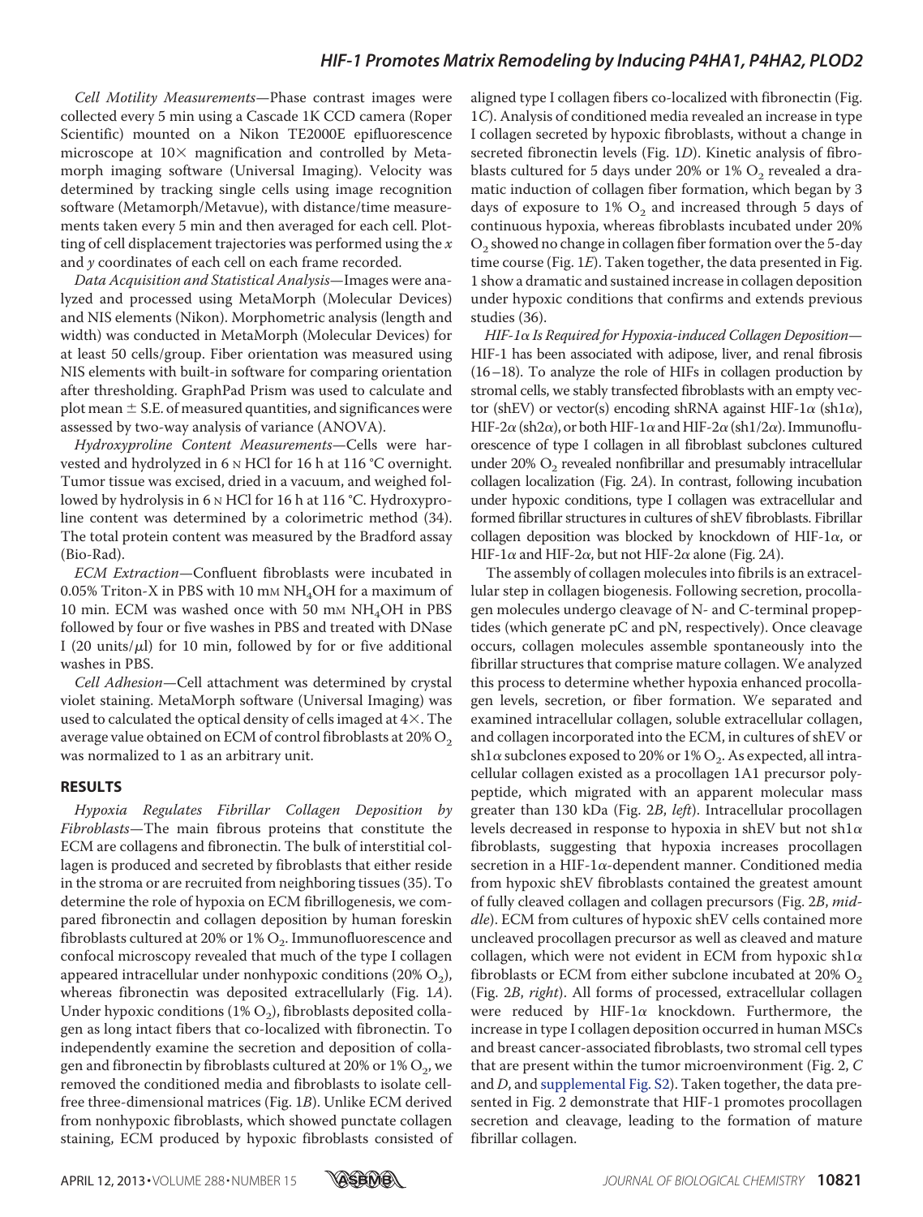*Cell Motility Measurements*—Phase contrast images were collected every 5 min using a Cascade 1K CCD camera (Roper Scientific) mounted on a Nikon TE2000E epifluorescence microscope at 10× magnification and controlled by Metamorph imaging software (Universal Imaging). Velocity was determined by tracking single cells using image recognition software (Metamorph/Metavue), with distance/time measurements taken every 5 min and then averaged for each cell. Plotting of cell displacement trajectories was performed using the $x$ and $y$ coordinates of each cell on each frame recorded.

*Data Acquisition and Statistical Analysis*—Images were analyzed and processed using MetaMorph (Molecular Devices) and NIS elements (Nikon). Morphometric analysis (length and width) was conducted in MetaMorph (Molecular Devices) for at least 50 cells/group. Fiber orientation was measured using NIS elements with built-in software for comparing orientation after thresholding. GraphPad Prism was used to calculate and plot mean ± S.E. of measured quantities, and significances were assessed by two-way analysis of variance (ANOVA).

*Hydroxyproline Content Measurements*—Cells were harvested and hydrolyzed in 6 N HCl for 16 h at 116 °C overnight. Tumor tissue was excised, dried in a vacuum, and weighed followed by hydrolysis in 6 N HCl for 16 h at 116 °C. Hydroxyproline content was determined by a colorimetric method (34). The total protein content was measured by the Bradford assay (Bio-Rad).

*ECM Extraction*—Confluent fibroblasts were incubated in 0.05% Triton-X in PBS with 10 mM $NH_4OH$ for a maximum of 10 min. ECM was washed once with 50 mM $NH_4OH$ in PBS followed by four or five washes in PBS and treated with DNase I (20 units/μl) for 10 min, followed by for or five additional washes in PBS.

*Cell Adhesion*—Cell attachment was determined by crystal violet staining. MetaMorph software (Universal Imaging) was used to calculated the optical density of cells imaged at 4×. The average value obtained on ECM of control fibroblasts at 20% $O_2$ was normalized to 1 as an arbitrary unit.

## RESULTS

*Hypoxia Regulates Fibrillar Collagen Deposition by Fibroblasts*—The main fibrous proteins that constitute the ECM are collagens and fibronectin. The bulk of interstitial collagen is produced and secreted by fibroblasts that either reside in the stroma or are recruited from neighboring tissues (35). To determine the role of hypoxia on ECM fibrillogenesis, we compared fibronectin and collagen deposition by human foreskin fibroblasts cultured at 20% or 1% $O_2$. Immunofluorescence and confocal microscopy revealed that much of the type I collagen appeared intracellular under nonhypoxic conditions (20% $O_2$), whereas fibronectin was deposited extracellularly (Fig. 1*A*). Under hypoxic conditions (1% $O_2$), fibroblasts deposited collagen as long intact fibers that co-localized with fibronectin. To independently examine the secretion and deposition of collagen and fibronectin by fibroblasts cultured at 20% or 1% $O_2$, we removed the conditioned media and fibroblasts to isolate cell-free three-dimensional matrices (Fig. 1*B*). Unlike ECM derived from nonhypoxic fibroblasts, which showed punctate collagen staining, ECM produced by hypoxic fibroblasts consisted of aligned type I collagen fibers co-localized with fibronectin (Fig. 1*C*). Analysis of conditioned media revealed an increase in type I collagen secreted by hypoxic fibroblasts, without a change in secreted fibronectin levels (Fig. 1*D*). Kinetic analysis of fibroblasts cultured for 5 days under 20% or 1% $O_2$ revealed a dramatic induction of collagen fiber formation, which began by 3 days of exposure to 1% $O_2$ and increased through 5 days of continuous hypoxia, whereas fibroblasts incubated under 20% $O_2$ showed no change in collagen fiber formation over the 5-day time course (Fig. 1*E*). Taken together, the data presented in Fig. 1 show a dramatic and sustained increase in collagen deposition under hypoxic conditions that confirms and extends previous studies (36).

*HIF-1α Is Required for Hypoxia-induced Collagen Deposition*—HIF-1 has been associated with adipose, liver, and renal fibrosis (16–18). To analyze the role of HIFs in collagen production by stromal cells, we stably transfected fibroblasts with an empty vector (shEV) or vector(s) encoding shRNA against HIF-1α (sh1α), HIF-2α (sh2α), or both HIF-1α and HIF-2α (sh1/2α). Immunofluorescence of type I collagen in all fibroblast subclones cultured under 20% $O_2$ revealed nonfibrillar and presumably intracellular collagen localization (Fig. 2*A*). In contrast, following incubation under hypoxic conditions, type I collagen was extracellular and formed fibrillar structures in cultures of shEV fibroblasts. Fibrillar collagen deposition was blocked by knockdown of HIF-1α, or HIF-1α and HIF-2α, but not HIF-2α alone (Fig. 2*A*).

The assembly of collagen molecules into fibrils is an extracellular step in collagen biogenesis. Following secretion, procollagen molecules undergo cleavage of N- and C-terminal propeptides (which generate pC and pN, respectively). Once cleavage occurs, collagen molecules assemble spontaneously into the fibrillar structures that comprise mature collagen. We analyzed this process to determine whether hypoxia enhanced procollagen levels, secretion, or fiber formation. We separated and examined intracellular collagen, soluble extracellular collagen, and collagen incorporated into the ECM, in cultures of shEV or sh1α subclones exposed to 20% or 1% $O_2$. As expected, all intracellular collagen existed as a procollagen 1A1 precursor polypeptide, which migrated with an apparent molecular mass greater than 130 kDa (Fig. 2*B*, *left*). Intracellular procollagen levels decreased in response to hypoxia in shEV but not sh1α fibroblasts, suggesting that hypoxia increases procollagen secretion in a HIF-1α-dependent manner. Conditioned media from hypoxic shEV fibroblasts contained the greatest amount of fully cleaved collagen and collagen precursors (Fig. 2*B*, *middle*). ECM from cultures of hypoxic shEV cells contained more uncleaved procollagen precursor as well as cleaved and mature collagen, which were not evident in ECM from hypoxic sh1α fibroblasts or ECM from either subclone incubated at 20% $O_2$ (Fig. 2*B*, *right*). All forms of processed, extracellular collagen were reduced by HIF-1α knockdown. Furthermore, the increase in type I collagen deposition occurred in human MSCs and breast cancer-associated fibroblasts, two stromal cell types that are present within the tumor microenvironment (Fig. 2, *C* and *D*, and supplemental Fig. S2). Taken together, the data presented in Fig. 2 demonstrate that HIF-1 promotes procollagen secretion and cleavage, leading to the formation of mature fibrillar collagen.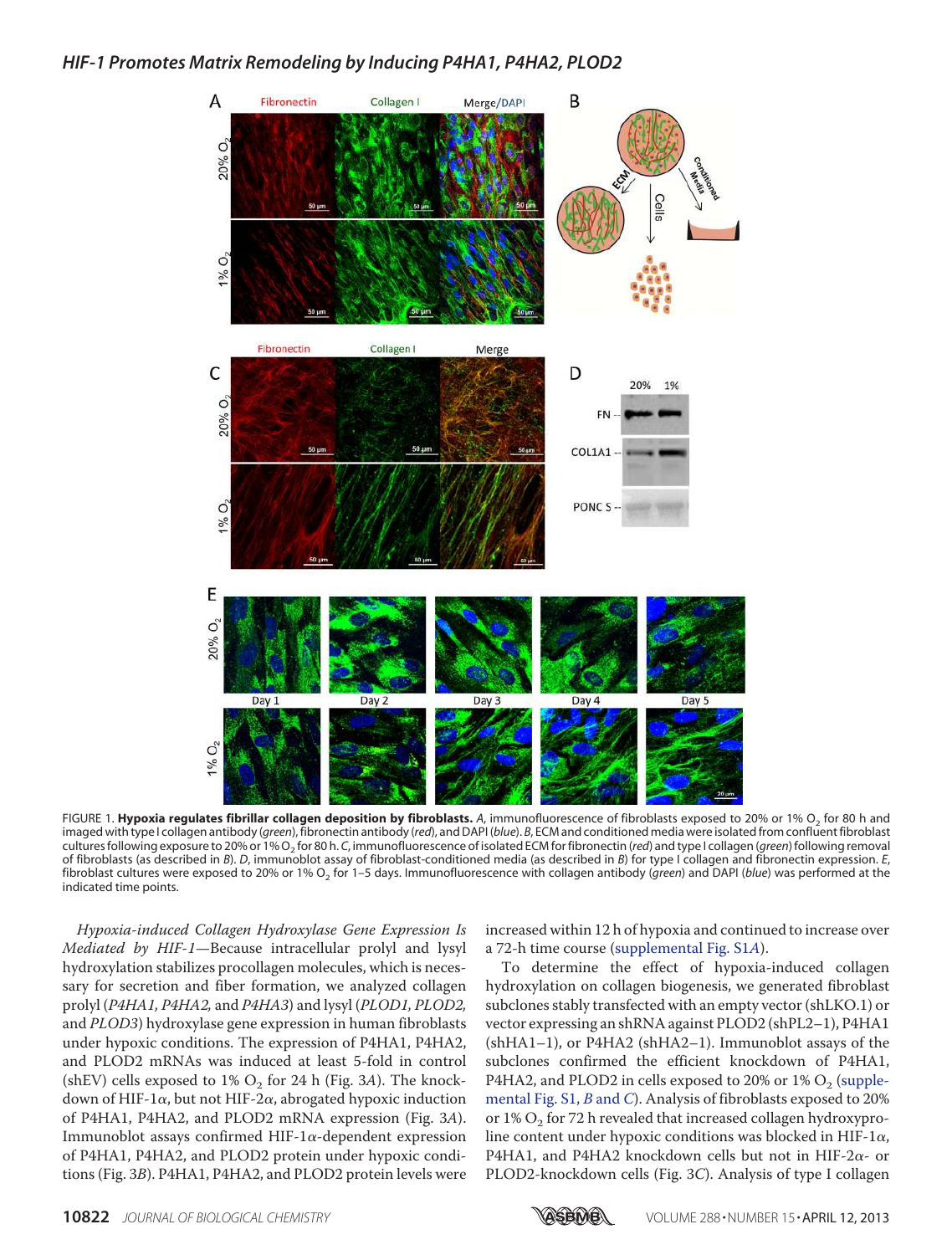FIGURE 1. **Hypoxia regulates fibrillar collagen deposition by fibroblasts.** *A*, immunofluorescence of fibroblasts exposed to 20% or 1% $O_2$ for 80 h and imaged with type I collagen antibody (*green*), fibronectin antibody (*red*), and DAPI (*blue*). *B*, ECM and conditioned media were isolated from confluent fibroblast cultures following exposure to 20% or 1% $O_2$ for 80 h. *C*, immunofluorescence of isolated ECM for fibronectin (*red*) and type I collagen (*green*) following removal of fibroblasts (as described in *B*). *D*, immunoblot assay of fibroblast-conditioned media (as described in *B*) for type I collagen and fibronectin expression. *E*, fibroblast cultures were exposed to 20% or 1% $O_2$ for 1–5 days. Immunofluorescence with collagen antibody (*green*) and DAPI (*blue*) was performed at the indicated time points.

*Hypoxia-induced Collagen Hydroxylase Gene Expression Is Mediated by HIF-1*—Because intracellular prolyl and lysyl hydroxylation stabilizes procollagen molecules, which is necessary for secretion and fiber formation, we analyzed collagen prolyl (*P4HA1, P4HA2,* and *P4HA3*) and lysyl (*PLOD1, PLOD2,* and *PLOD3*) hydroxylase gene expression in human fibroblasts under hypoxic conditions. The expression of P4HA1, P4HA2, and PLOD2 mRNAs was induced at least 5-fold in control (shEV) cells exposed to 1% $O_2$ for 24 h (Fig. 3*A*). The knockdown of HIF-1$\alpha$, but not HIF-2$\alpha$, abrogated hypoxic induction of P4HA1, P4HA2, and PLOD2 mRNA expression (Fig. 3*A*). Immunoblot assays confirmed HIF-1$\alpha$-dependent expression of P4HA1, P4HA2, and PLOD2 protein under hypoxic conditions (Fig. 3*B*). P4HA1, P4HA2, and PLOD2 protein levels were increased within 12 h of hypoxia and continued to increase over a 72-h time course (supplemental Fig. S1*A*).

To determine the effect of hypoxia-induced collagen hydroxylation on collagen biogenesis, we generated fibroblast subclones stably transfected with an empty vector (shLKO.1) or vector expressing an shRNA against PLOD2 (shPL2–1), P4HA1 (shHA1–1), or P4HA2 (shHA2–1). Immunoblot assays of the subclones confirmed the efficient knockdown of P4HA1, P4HA2, and PLOD2 in cells exposed to 20% or 1% $O_2$ (supplemental Fig. S1, *B* and *C*). Analysis of fibroblasts exposed to 20% or 1% $O_2$ for 72 h revealed that increased collagen hydroxyproline content under hypoxic conditions was blocked in HIF-1$\alpha$, P4HA1, and P4HA2 knockdown cells but not in HIF-2$\alpha$- or PLOD2-knockdown cells (Fig. 3*C*). Analysis of type I collagen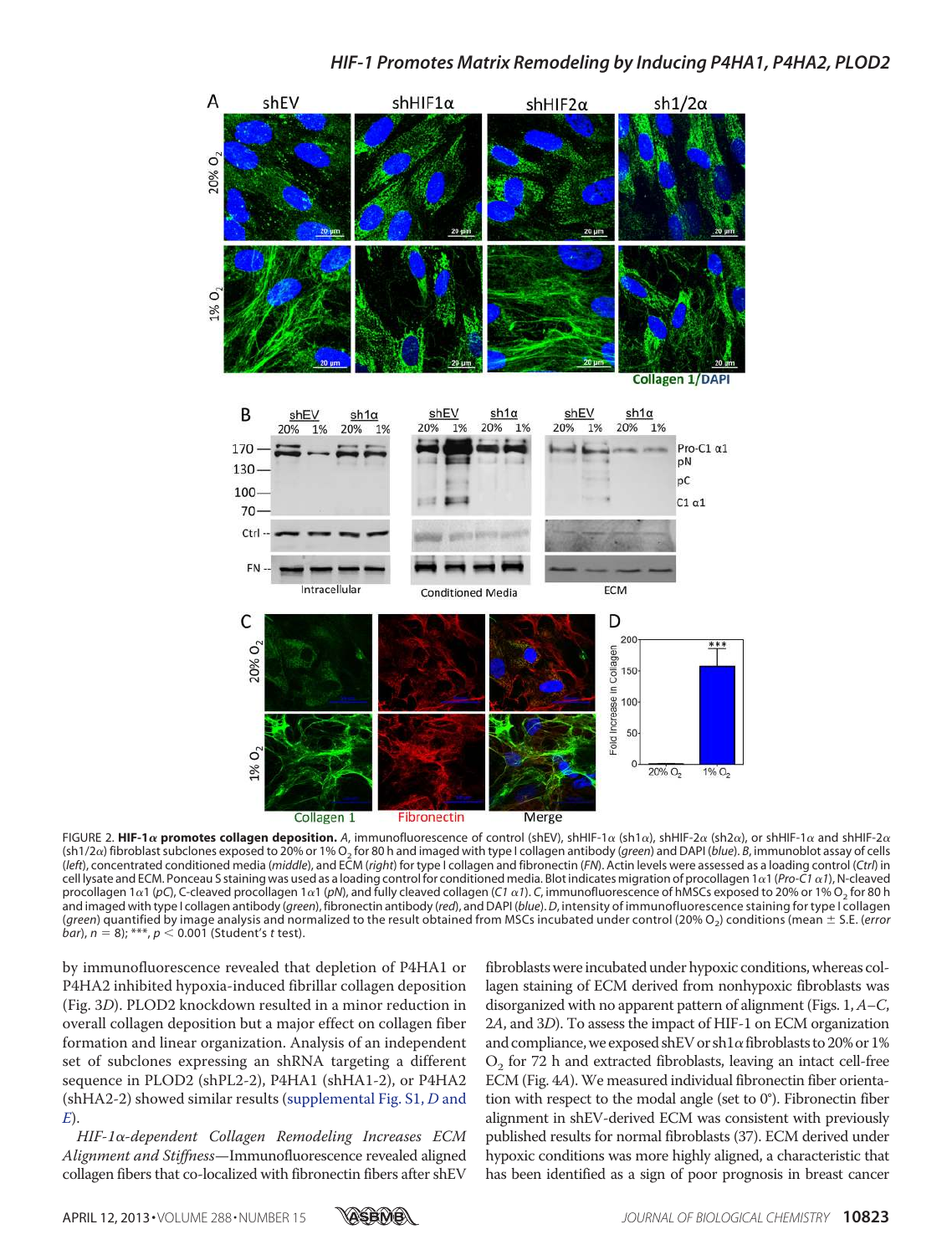FIGURE 2. **HIF-1α promotes collagen deposition.** *A*, immunofluorescence of control (shEV), shHIF-1α (sh1α), shHIF-2α (sh2α), or shHIF-1α and shHIF-2α (sh1/2α) fibroblast subclones exposed to 20% or 1% $O_2$ for 80 h and imaged with type I collagen antibody (*green*) and DAPI (*blue*). *B*, immunoblot assay of cells (*left*), concentrated conditioned media (*middle*), and ECM (*right*) for type I collagen and fibronectin (*FN*). Actin levels were assessed as a loading control (*Ctrl*) in cell lysate and ECM. Ponceau S staining was used as a loading control for conditioned media. Blot indicates migration of procollagen 1α1 (*Pro-C1 α1*), N-cleaved procollagen 1α1 (*pC*), C-cleaved procollagen 1α1 (*pN*), and fully cleaved collagen (*C1 α1*). *C*, immunofluorescence of hMSCs exposed to 20% or 1% $O_2$ for 80 h and imaged with type I collagen antibody (*green*), fibronectin antibody (*red*), and DAPI (*blue*). *D*, intensity of immunofluorescence staining for type I collagen (*green*) quantified by image analysis and normalized to the result obtained from MSCs incubated under control (20% $O_2$) conditions (mean ± S.E. (*error bar*), $n = 8$); \*\*\*, $p < 0.001$ (Student's *t* test).

by immunofluorescence revealed that depletion of P4HA1 or P4HA2 inhibited hypoxia-induced fibrillar collagen deposition (Fig. 3*D*). PLOD2 knockdown resulted in a minor reduction in overall collagen deposition but a major effect on collagen fiber formation and linear organization. Analysis of an independent set of subclones expressing an shRNA targeting a different sequence in PLOD2 (shPL2-2), P4HA1 (shHA1-2), or P4HA2 (shHA2-2) showed similar results (supplemental Fig. S1, *D* and *E*).

*HIF-1α-dependent Collagen Remodeling Increases ECM Alignment and Stiffness*—Immunofluorescence revealed aligned collagen fibers that co-localized with fibronectin fibers after shEV fibroblasts were incubated under hypoxic conditions, whereas collagen staining of ECM derived from nonhypoxic fibroblasts was disorganized with no apparent pattern of alignment (Figs. 1, *A*–*C*, 2*A*, and 3*D*). To assess the impact of HIF-1 on ECM organization and compliance, we exposed shEV or sh1α fibroblasts to 20% or 1% $O_2$ for 72 h and extracted fibroblasts, leaving an intact cell-free ECM (Fig. 4*A*). We measured individual fibronectin fiber orientation with respect to the modal angle (set to 0°). Fibronectin fiber alignment in shEV-derived ECM was consistent with previously published results for normal fibroblasts (37). ECM derived under hypoxic conditions was more highly aligned, a characteristic that has been identified as a sign of poor prognosis in breast cancer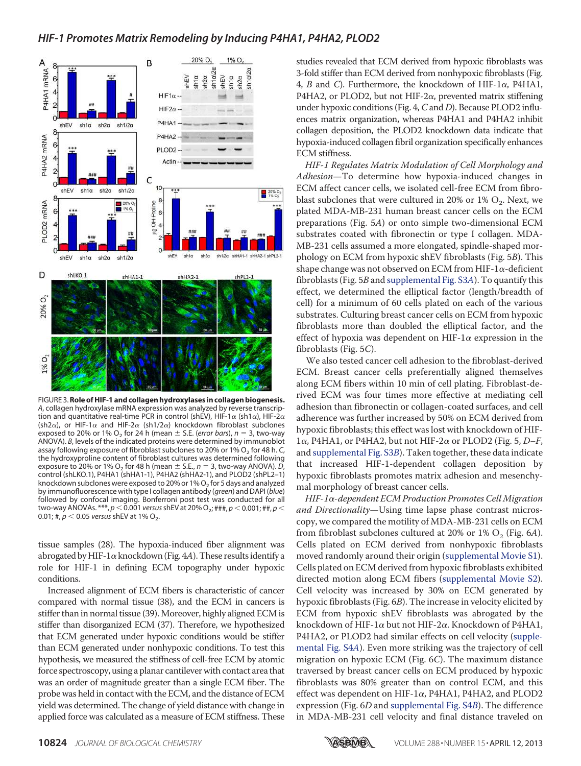FIGURE 3. **Role of HIF-1 and collagen hydroxylases in collagen biogenesis.** *A*, collagen hydroxylase mRNA expression was analyzed by reverse transcription and quantitative real-time PCR in control (shEV), HIF-1α (sh1α), HIF-2α (sh2α), or HIF-1α and HIF-2α (sh1/2α) knockdown fibroblast subclones exposed to 20% or 1% $O_2$ for 24 h (mean ± S.E. (*error bars*), $n = 3$, two-way ANOVA). *B*, levels of the indicated proteins were determined by immunoblot assay following exposure of fibroblast subclones to 20% or 1% $O_2$ for 48 h. *C*, the hydroxyproline content of fibroblast cultures was determined following exposure to 20% or 1% $O_2$ for 48 h (mean ± S.E., $n = 3$, two-way ANOVA). *D*, control (shLKO.1), P4HA1 (shHA1-1), P4HA2 (shHA2-1), and PLOD2 (shPL2-1) knockdown subclones were exposed to 20% or 1% $O_2$ for 5 days and analyzed by immunofluorescence with type I collagen antibody (*green*) and DAPI (*blue*) followed by confocal imaging. Bonferroni post test was conducted for all two-way ANOVAs. ***, $p < 0.001$ *versus* shEV at 20% $O_2$; ###, $p < 0.001$; ##, $p < 0.01$; #, $p < 0.05$ *versus* shEV at 1% $O_2$.

tissue samples (28). The hypoxia-induced fiber alignment was abrogated by HIF-1α knockdown (Fig. 4*A*). These results identify a role for HIF-1 in defining ECM topography under hypoxic conditions.

Increased alignment of ECM fibers is characteristic of cancer compared with normal tissue (38), and the ECM in cancers is stiffer than in normal tissue (39). Moreover, highly aligned ECM is stiffer than disorganized ECM (37). Therefore, we hypothesized that ECM generated under hypoxic conditions would be stiffer than ECM generated under nonhypoxic conditions. To test this hypothesis, we measured the stiffness of cell-free ECM by atomic force spectroscopy, using a planar cantilever with contact area that was an order of magnitude greater than a single ECM fiber. The probe was held in contact with the ECM, and the distance of ECM yield was determined. The change of yield distance with change in applied force was calculated as a measure of ECM stiffness. These studies revealed that ECM derived from hypoxic fibroblasts was 3-fold stiffer than ECM derived from nonhypoxic fibroblasts (Fig. 4, *B* and *C*). Furthermore, the knockdown of HIF-1α, P4HA1, P4HA2, or PLOD2, but not HIF-2α, prevented matrix stiffening under hypoxic conditions (Fig. 4, *C* and *D*). Because PLOD2 influences matrix organization, whereas P4HA1 and P4HA2 inhibit collagen deposition, the PLOD2 knockdown data indicate that hypoxia-induced collagen fibril organization specifically enhances ECM stiffness.

*HIF-1 Regulates Matrix Modulation of Cell Morphology and Adhesion*—To determine how hypoxia-induced changes in ECM affect cancer cells, we isolated cell-free ECM from fibroblast subclones that were cultured in 20% or 1% $O_2$. Next, we plated MDA-MB-231 human breast cancer cells on the ECM preparations (Fig. 5*A*) or onto simple two-dimensional ECM substrates coated with fibronectin or type I collagen. MDA-MB-231 cells assumed a more elongated, spindle-shaped morphology on ECM from hypoxic shEV fibroblasts (Fig. 5*B*). This shape change was not observed on ECM from HIF-1α-deficient fibroblasts (Fig. 5*B* and supplemental Fig. S3*A*). To quantify this effect, we determined the elliptical factor (length/breadth of cell) for a minimum of 60 cells plated on each of the various substrates. Culturing breast cancer cells on ECM from hypoxic fibroblasts more than doubled the elliptical factor, and the effect of hypoxia was dependent on HIF-1α expression in the fibroblasts (Fig. 5*C*).

We also tested cancer cell adhesion to the fibroblast-derived ECM. Breast cancer cells preferentially aligned themselves along ECM fibers within 10 min of cell plating. Fibroblast-derived ECM was four times more effective at mediating cell adhesion than fibronectin or collagen-coated surfaces, and cell adherence was further increased by 50% on ECM derived from hypoxic fibroblasts; this effect was lost with knockdown of HIF-1α, P4HA1, or P4HA2, but not HIF-2α or PLOD2 (Fig. 5, *D–F*, and supplemental Fig. S3*B*). Taken together, these data indicate that increased HIF-1-dependent collagen deposition by hypoxic fibroblasts promotes matrix adhesion and mesenchymal morphology of breast cancer cells.

*HIF-1α-dependent ECM Production Promotes Cell Migration and Directionality*—Using time lapse phase contrast microscopy, we compared the motility of MDA-MB-231 cells on ECM from fibroblast subclones cultured at 20% or 1% $O_2$ (Fig. 6*A*). Cells plated on ECM derived from nonhypoxic fibroblasts moved randomly around their origin (supplemental Movie S1). Cells plated on ECM derived from hypoxic fibroblasts exhibited directed motion along ECM fibers (supplemental Movie S2). Cell velocity was increased by 30% on ECM generated by hypoxic fibroblasts (Fig. 6*B*). The increase in cell velocity elicited by ECM from hypoxic shEV fibroblasts was abrogated by the knockdown of HIF-1α but not HIF-2α. Knockdown of P4HA1, P4HA2, or PLOD2 had similar effects on cell velocity (supplemental Fig. S4*A*). Even more striking was the trajectory of cell migration on hypoxic ECM (Fig. 6*C*). The maximum distance traversed by breast cancer cells on ECM produced by hypoxic fibroblasts was 80% greater than on control ECM, and this effect was dependent on HIF-1α, P4HA1, P4HA2, and PLOD2 expression (Fig. 6*D* and supplemental Fig. S4*B*). The difference in MDA-MB-231 cell velocity and final distance traveled on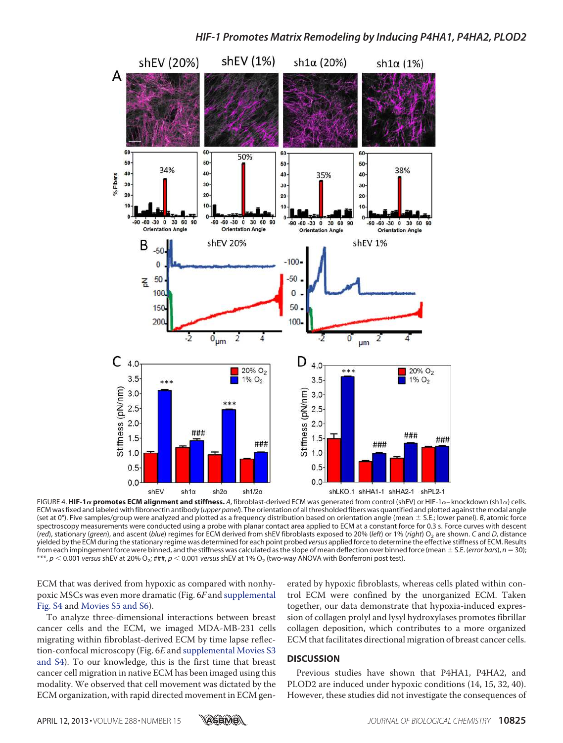FIGURE 4. **HIF-1α promotes ECM alignment and stiffness.** *A*, fibroblast-derived ECM was generated from control (shEV) or HIF-1α–knockdown (sh1α) cells. ECM was fixed and labeled with fibronectin antibody (*upper panel*). The orientation of all thresholded fibers was quantified and plotted against the modal angle (set at 0°). Five samples/group were analyzed and plotted as a frequency distribution based on orientation angle (mean ± S.E.; lower panel). *B*, atomic force spectroscopy measurements were conducted using a probe with planar contact area applied to ECM at a constant force for 0.3 s. Force curves with descent (*red*), stationary (*green*), and ascent (*blue*) regimes for ECM derived from shEV fibroblasts exposed to 20% (*left*) or 1% (*right*) $O_2$ are shown. *C* and *D*, distance yielded by the ECM during the stationary regime was determined for each point probed *versus* applied force to determine the effective stiffness of ECM. Results from each impingement force were binned, and the stiffness was calculated as the slope of mean deflection over binned force (mean ± S.E. (*error bars*), $n = 30$); ***, $p < 0.001$ *versus* shEV at 20% $O_2$; ###, $p < 0.001$ *versus* shEV at 1% $O_2$ (two-way ANOVA with Bonferroni post test).

ECM that was derived from hypoxic as compared with nonhypoxic MSCs was even more dramatic (Fig. 6*F* and supplemental Fig. S4 and Movies S5 and S6).

To analyze three-dimensional interactions between breast cancer cells and the ECM, we imaged MDA-MB-231 cells migrating within fibroblast-derived ECM by time lapse reflection-confocal microscopy (Fig. 6*E* and supplemental Movies S3 and S4). To our knowledge, this is the first time that breast cancer cell migration in native ECM has been imaged using this modality. We observed that cell movement was dictated by the ECM organization, with rapid directed movement in ECM generated by hypoxic fibroblasts, whereas cells plated within control ECM were confined by the unorganized ECM. Taken together, our data demonstrate that hypoxia-induced expression of collagen prolyl and lysyl hydroxylases promotes fibrillar collagen deposition, which contributes to a more organized ECM that facilitates directional migration of breast cancer cells.

## DISCUSSION

Previous studies have shown that P4HA1, P4HA2, and PLOD2 are induced under hypoxic conditions (14, 15, 32, 40). However, these studies did not investigate the consequences of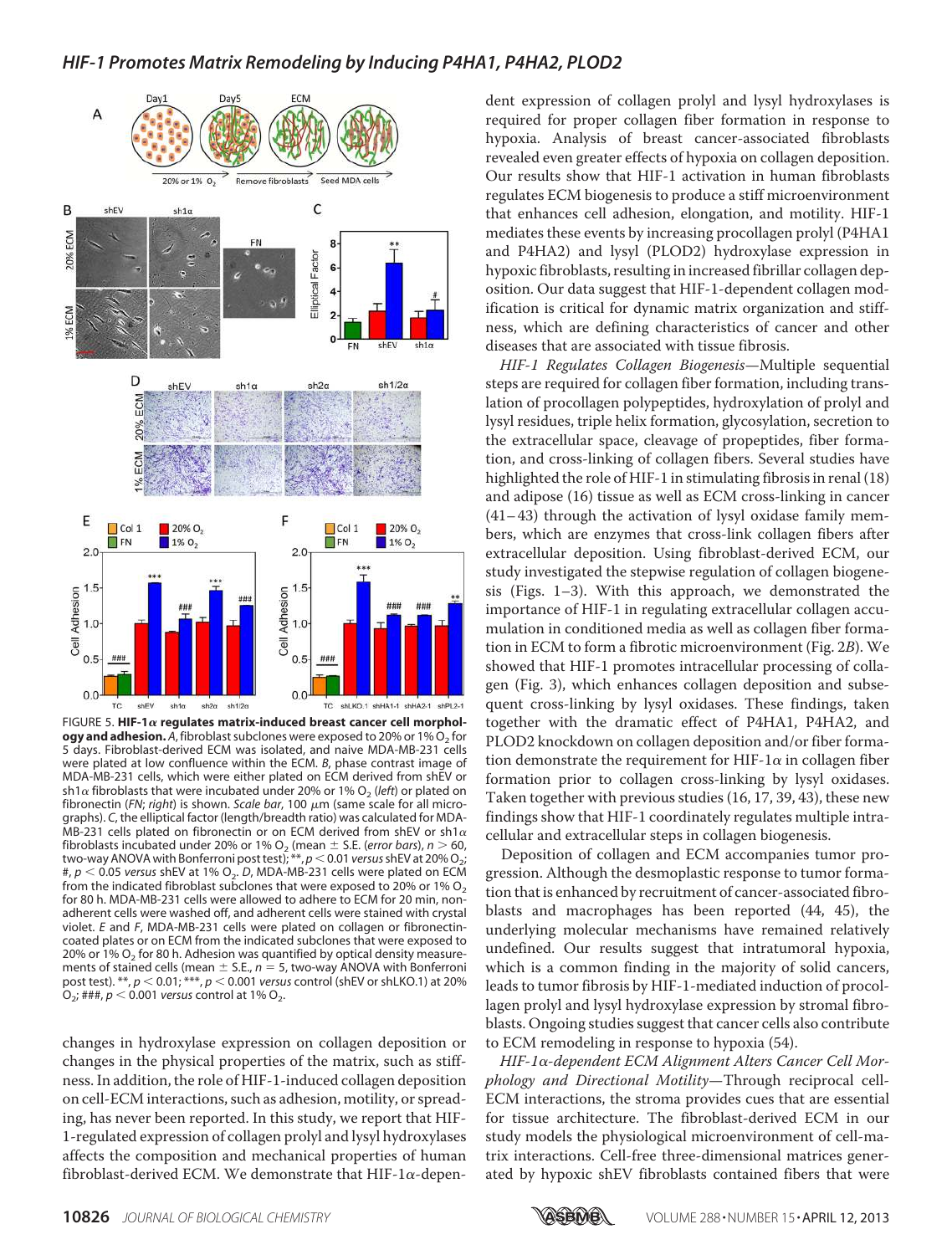FIGURE 5. **HIF-1α regulates matrix-induced breast cancer cell morphology and adhesion.** *A*, fibroblast subclones were exposed to 20% or 1% $O_2$ for 5 days. Fibroblast-derived ECM was isolated, and naive MDA-MB-231 cells were plated at low confluence within the ECM. *B*, phase contrast image of MDA-MB-231 cells, which were either plated on ECM derived from shEV or sh1α fibroblasts that were incubated under 20% or 1% $O_2$ (*left*) or plated on fibronectin (*FN*; *right*) is shown. *Scale bar*, 100 μm (same scale for all micrographs). *C*, the elliptical factor (length/breadth ratio) was calculated for MDA-MB-231 cells plated on fibronectin or on ECM derived from shEV or sh1α fibroblasts incubated under 20% or 1% $O_2$ (mean ± S.E. (*error bars*), $n > 60$, two-way ANOVA with Bonferroni post test); **, $p < 0.01$ *versus* shEV at 20% $O_2$; #, $p < 0.05$ *versus* shEV at 1% $O_2$. *D*, MDA-MB-231 cells were plated on ECM from the indicated fibroblast subclones that were exposed to 20% or 1% $O_2$ for 80 h. MDA-MB-231 cells were allowed to adhere to ECM for 20 min, nonadherent cells were washed off, and adherent cells were stained with crystal violet. *E* and *F*, MDA-MB-231 cells were plated on collagen or fibronectin-coated plates or on ECM from the indicated subclones that were exposed to 20% or 1% $O_2$ for 80 h. Adhesion was quantified by optical density measurements of stained cells (mean ± S.E., $n = 5$, two-way ANOVA with Bonferroni post test). **, $p < 0.01$; ***, $p < 0.001$ *versus* control (shEV or shLKO.1) at 20% $O_2$; ###, $p < 0.001$ *versus* control at 1% $O_2$.

changes in hydroxylase expression on collagen deposition or changes in the physical properties of the matrix, such as stiffness. In addition, the role of HIF-1-induced collagen deposition on cell-ECM interactions, such as adhesion, motility, or spreading, has never been reported. In this study, we report that HIF-1-regulated expression of collagen prolyl and lysyl hydroxylases affects the composition and mechanical properties of human fibroblast-derived ECM. We demonstrate that HIF-1α-dependent expression of collagen prolyl and lysyl hydroxylases is required for proper collagen fiber formation in response to hypoxia. Analysis of breast cancer-associated fibroblasts revealed even greater effects of hypoxia on collagen deposition. Our results show that HIF-1 activation in human fibroblasts regulates ECM biogenesis to produce a stiff microenvironment that enhances cell adhesion, elongation, and motility. HIF-1 mediates these events by increasing procollagen prolyl (P4HA1 and P4HA2) and lysyl (PLOD2) hydroxylase expression in hypoxic fibroblasts, resulting in increased fibrillar collagen deposition. Our data suggest that HIF-1-dependent collagen modification is critical for dynamic matrix organization and stiffness, which are defining characteristics of cancer and other diseases that are associated with tissue fibrosis.

*HIF-1 Regulates Collagen Biogenesis*—Multiple sequential steps are required for collagen fiber formation, including translation of procollagen polypeptides, hydroxylation of prolyl and lysyl residues, triple helix formation, glycosylation, secretion to the extracellular space, cleavage of propeptides, fiber formation, and cross-linking of collagen fibers. Several studies have highlighted the role of HIF-1 in stimulating fibrosis in renal (18) and adipose (16) tissue as well as ECM cross-linking in cancer (41–43) through the activation of lysyl oxidase family members, which are enzymes that cross-link collagen fibers after extracellular deposition. Using fibroblast-derived ECM, our study investigated the stepwise regulation of collagen biogenesis (Figs. 1–3). With this approach, we demonstrated the importance of HIF-1 in regulating extracellular collagen accumulation in conditioned media as well as collagen fiber formation in ECM to form a fibrotic microenvironment (Fig. 2*B*). We showed that HIF-1 promotes intracellular processing of collagen (Fig. 3), which enhances collagen deposition and subsequent cross-linking by lysyl oxidases. These findings, taken together with the dramatic effect of P4HA1, P4HA2, and PLOD2 knockdown on collagen deposition and/or fiber formation demonstrate the requirement for HIF-1α in collagen fiber formation prior to collagen cross-linking by lysyl oxidases. Taken together with previous studies (16, 17, 39, 43), these new findings show that HIF-1 coordinately regulates multiple intracellular and extracellular steps in collagen biogenesis.

Deposition of collagen and ECM accompanies tumor progression. Although the desmoplastic response to tumor formation that is enhanced by recruitment of cancer-associated fibroblasts and macrophages has been reported (44, 45), the underlying molecular mechanisms have remained relatively undefined. Our results suggest that intratumoral hypoxia, which is a common finding in the majority of solid cancers, leads to tumor fibrosis by HIF-1-mediated induction of procollagen prolyl and lysyl hydroxylase expression by stromal fibroblasts. Ongoing studies suggest that cancer cells also contribute to ECM remodeling in response to hypoxia (54).

*HIF-1α-dependent ECM Alignment Alters Cancer Cell Morphology and Directional Motility*—Through reciprocal cell-ECM interactions, the stroma provides cues that are essential for tissue architecture. The fibroblast-derived ECM in our study models the physiological microenvironment of cell-matrix interactions. Cell-free three-dimensional matrices generated by hypoxic shEV fibroblasts contained fibers that were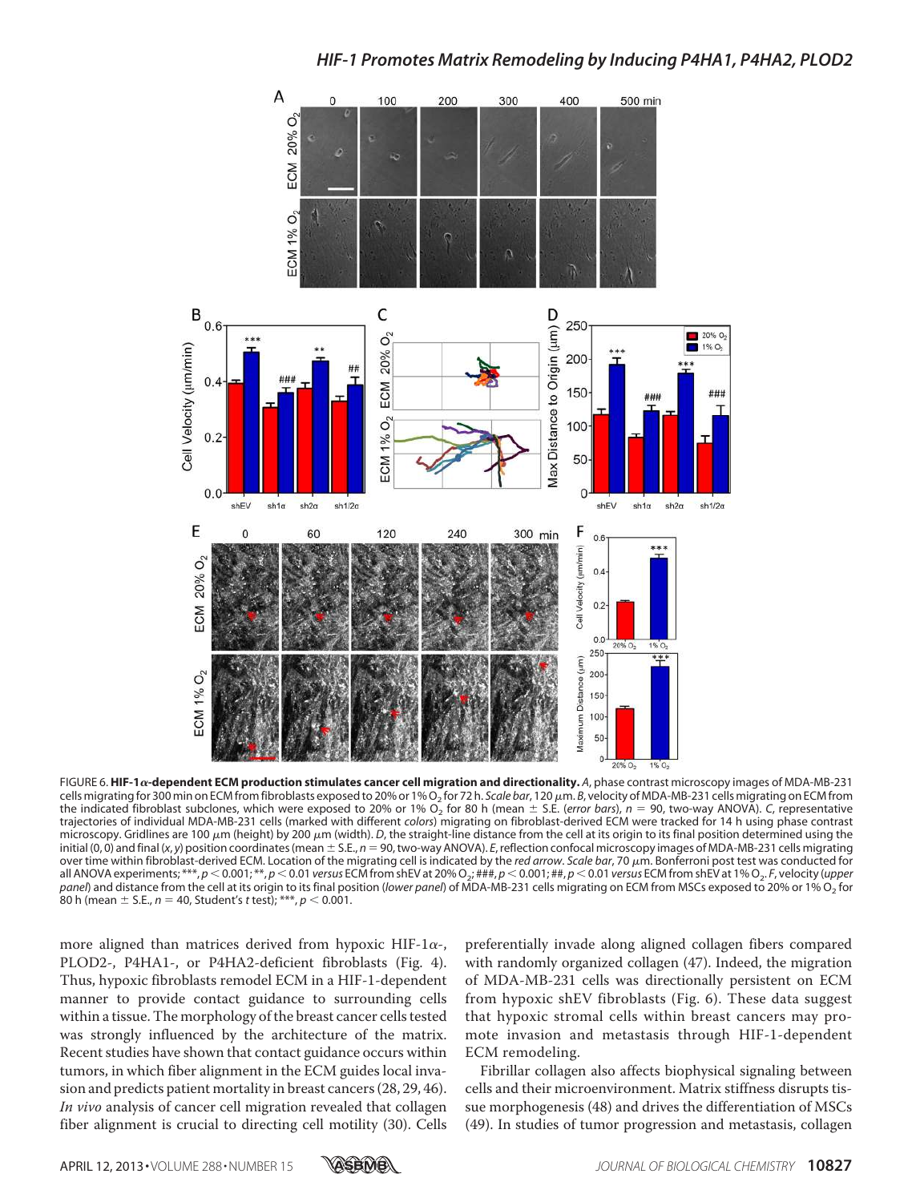FIGURE 6. **HIF-1α-dependent ECM production stimulates cancer cell migration and directionality.** *A*, phase contrast microscopy images of MDA-MB-231 cells migrating for 300 min on ECM from fibroblasts exposed to 20% or 1% $O_2$ for 72 h. *Scale bar*, 120 μm. *B*, velocity of MDA-MB-231 cells migrating on ECM from the indicated fibroblast subclones, which were exposed to 20% or 1% $O_2$ for 80 h (mean ± S.E. (*error bars*), $n = 90$, two-way ANOVA). *C*, representative trajectories of individual MDA-MB-231 cells (marked with different *colors*) migrating on fibroblast-derived ECM were tracked for 14 h using phase contrast microscopy. Gridlines are 100 μm (height) by 200 μm (width). *D*, the straight-line distance from the cell at its origin to its final position determined using the initial (0, 0) and final (*x*, *y*) position coordinates (mean ± S.E., $n = 90$, two-way ANOVA). *E*, reflection confocal microscopy images of MDA-MB-231 cells migrating over time within fibroblast-derived ECM. Location of the migrating cell is indicated by the *red arrow*. *Scale bar*, 70 μm. Bonferroni post test was conducted for all ANOVA experiments; ***, $p < 0.001$; **, $p < 0.01$ *versus* ECM from shEV at 20% $O_2$; ###, $p < 0.001$; ##, $p < 0.01$ *versus* ECM from shEV at 1% $O_2$. *F*, velocity (*upper panel*) and distance from the cell at its origin to its final position (*lower panel*) of MDA-MB-231 cells migrating on ECM from MSCs exposed to 20% or 1% $O_2$ for 80 h (mean ± S.E., $n = 40$, Student's *t* test); ***, $p < 0.001$.

more aligned than matrices derived from hypoxic HIF-1α-, PLOD2-, P4HA1-, or P4HA2-deficient fibroblasts (Fig. 4). Thus, hypoxic fibroblasts remodel ECM in a HIF-1-dependent manner to provide contact guidance to surrounding cells within a tissue. The morphology of the breast cancer cells tested was strongly influenced by the architecture of the matrix. Recent studies have shown that contact guidance occurs within tumors, in which fiber alignment in the ECM guides local invasion and predicts patient mortality in breast cancers (28, 29, 46). *In vivo* analysis of cancer cell migration revealed that collagen fiber alignment is crucial to directing cell motility (30). Cells preferentially invade along aligned collagen fibers compared with randomly organized collagen (47). Indeed, the migration of MDA-MB-231 cells was directionally persistent on ECM from hypoxic shEV fibroblasts (Fig. 6). These data suggest that hypoxic stromal cells within breast cancers may promote invasion and metastasis through HIF-1-dependent ECM remodeling.

Fibrillar collagen also affects biophysical signaling between cells and their microenvironment. Matrix stiffness disrupts tissue morphogenesis (48) and drives the differentiation of MSCs (49). In studies of tumor progression and metastasis, collagen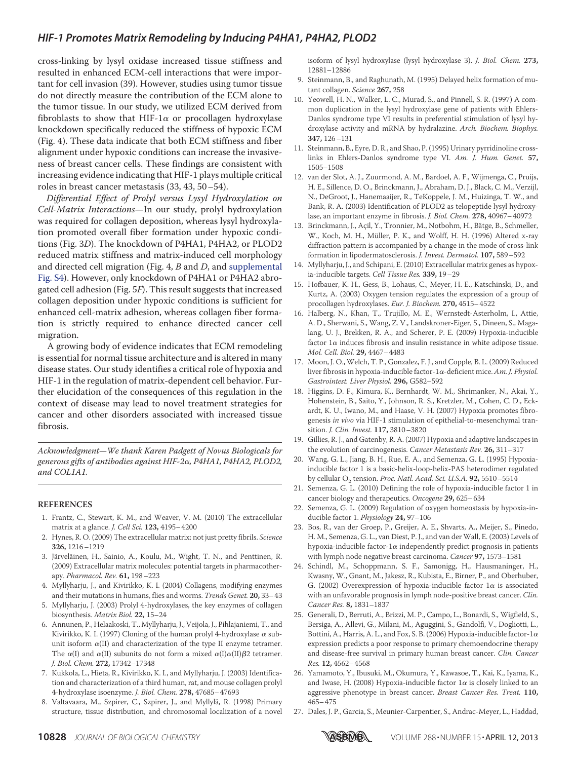cross-linking by lysyl oxidase increased tissue stiffness and resulted in enhanced ECM-cell interactions that were important for cell invasion (39). However, studies using tumor tissue do not directly measure the contribution of the ECM alone to the tumor tissue. In our study, we utilized ECM derived from fibroblasts to show that HIF-1α or procollagen hydroxylase knockdown specifically reduced the stiffness of hypoxic ECM (Fig. 4). These data indicate that both ECM stiffness and fiber alignment under hypoxic conditions can increase the invasiveness of breast cancer cells. These findings are consistent with increasing evidence indicating that HIF-1 plays multiple critical roles in breast cancer metastasis (33, 43, 50–54).

*Differential Effect of Prolyl versus Lysyl Hydroxylation on Cell-Matrix Interactions*—In our study, prolyl hydroxylation was required for collagen deposition, whereas lysyl hydroxylation promoted overall fiber formation under hypoxic conditions (Fig. 3*D*). The knockdown of P4HA1, P4HA2, or PLOD2 reduced matrix stiffness and matrix-induced cell morphology and directed cell migration (Fig. 4, *B* and *D*, and supplemental Fig. S4). However, only knockdown of P4HA1 or P4HA2 abrogated cell adhesion (Fig. 5*F*). This result suggests that increased collagen deposition under hypoxic conditions is sufficient for enhanced cell-matrix adhesion, whereas collagen fiber formation is strictly required to enhance directed cancer cell migration.

A growing body of evidence indicates that ECM remodeling is essential for normal tissue architecture and is altered in many disease states. Our study identifies a critical role of hypoxia and HIF-1 in the regulation of matrix-dependent cell behavior. Further elucidation of the consequences of this regulation in the context of disease may lead to novel treatment strategies for cancer and other disorders associated with increased tissue fibrosis.

*Acknowledgment—We thank Karen Padgett of Novus Biologicals for generous gifts of antibodies against HIF-2α, P4HA1, P4HA2, PLOD2, and COL1A1.*

## REFERENCES

1. Frantz, C., Stewart, K. M., and Weaver, V. M. (2010) The extracellular matrix at a glance. *J. Cell Sci.* **123,** 4195–4200
2. Hynes, R. O. (2009) The extracellular matrix: not just pretty fibrils. *Science* **326,** 1216–1219
3. Järveläinen, H., Sainio, A., Koulu, M., Wight, T. N., and Penttinen, R. (2009) Extracellular matrix molecules: potential targets in pharmacotherapy. *Pharmacol. Rev.* **61,** 198–223
4. Myllyharju, J., and Kivirikko, K. I. (2004) Collagens, modifying enzymes and their mutations in humans, flies and worms. *Trends Genet.* **20,** 33–43
5. Myllyharju, J. (2003) Prolyl 4-hydroxylases, the key enzymes of collagen biosynthesis. *Matrix Biol.* **22,** 15–24
6. Annunen, P., Helaakoski, T., Myllyharju, J., Veijola, J., Pihlajaniemi, T., and Kivirikko, K. I. (1997) Cloning of the human prolyl 4-hydroxylase α subunit isoform α(II) and characterization of the type II enzyme tetramer. The α(I) and α(II) subunits do not form a mixed α(I)α(II)β2 tetramer. *J. Biol. Chem.* **272,** 17342–17348
7. Kukkola, L., Hieta, R., Kivirikko, K. I., and Myllyharju, J. (2003) Identification and characterization of a third human, rat, and mouse collagen prolyl 4-hydroxylase isoenzyme. *J. Biol. Chem.* **278,** 47685–47693
8. Valtavaara, M., Szpirer, C., Szpirer, J., and Myllylä, R. (1998) Primary structure, tissue distribution, and chromosomal localization of a novel isoform of lysyl hydroxylase (lysyl hydroxylase 3). *J. Biol. Chem.* **273,** 12881–12886
9. Steinmann, B., and Raghunath, M. (1995) Delayed helix formation of mutant collagen. *Science* **267,** 258
10. Yeowell, H. N., Walker, L. C., Murad, S., and Pinnell, S. R. (1997) A common duplication in the lysyl hydroxylase gene of patients with Ehlers-Danlos syndrome type VI results in preferential stimulation of lysyl hydroxylase activity and mRNA by hydralazine. *Arch. Biochem. Biophys.* **347,** 126–131
11. Steinmann, B., Eyre, D. R., and Shao, P. (1995) Urinary pyrridinoline cross-links in Ehlers-Danlos syndrome type VI. *Am. J. Hum. Genet.* **57,** 1505–1508
12. van der Slot, A. J., Zuurmond, A. M., Bardoel, A. F., Wijmenga, C., Pruijs, H. E., Sillence, D. O., Brinckmann, J., Abraham, D. J., Black, C. M., Verzijl, N., DeGroot, J., Hanemaaijer, R., TeKoppele, J. M., Huizinga, T. W., and Bank, R. A. (2003) Identification of PLOD2 as telopeptide lysyl hydroxylase, an important enzyme in fibrosis. *J. Biol. Chem.* **278,** 40967–40972
13. Brinckmann, J., Açil, Y., Tronnier, M., Notbohm, H., Bätge, B., Schmeller, W., Koch, M. H., Müller, P. K., and Wolff, H. H. (1996) Altered x-ray diffraction pattern is accompanied by a change in the mode of cross-link formation in lipodermatosclerosis. *J. Invest. Dermatol.* **107,** 589–592
14. Myllyharju, J., and Schipani, E. (2010) Extracellular matrix genes as hypoxia-inducible targets. *Cell Tissue Res.* **339,** 19–29
15. Hofbauer, K. H., Gess, B., Lohaus, C., Meyer, H. E., Katschinski, D., and Kurtz, A. (2003) Oxygen tension regulates the expression of a group of procollagen hydroxylases. *Eur. J. Biochem.* **270,** 4515–4522
16. Halberg, N., Khan, T., Trujillo, M. E., Wernstedt-Asterholm, I., Attie, A. D., Sherwani, S., Wang, Z. V., Landskroner-Eiger, S., Dineen, S., Magalang, U. J., Brekken, R. A., and Scherer, P. E. (2009) Hypoxia-inducible factor 1α induces fibrosis and insulin resistance in white adipose tissue. *Mol. Cell. Biol.* **29,** 4467–4483
17. Moon, J. O., Welch, T. P., Gonzalez, F. J., and Copple, B. L. (2009) Reduced liver fibrosis in hypoxia-inducible factor-1α-deficient mice. *Am. J. Physiol. Gastrointest. Liver Physiol.* **296,** G582–592
18. Higgins, D. F., Kimura, K., Bernhardt, W. M., Shrimanker, N., Akai, Y., Hohenstein, B., Saito, Y., Johnson, R. S., Kretzler, M., Cohen, C. D., Eckardt, K. U., Iwano, M., and Haase, V. H. (2007) Hypoxia promotes fibrogenesis *in vivo* via HIF-1 stimulation of epithelial-to-mesenchymal transition. *J. Clin. Invest.* **117,** 3810–3820
19. Gillies, R. J., and Gatenby, R. A. (2007) Hypoxia and adaptive landscapes in the evolution of carcinogenesis. *Cancer Metastasis Rev.* **26,** 311–317
20. Wang, G. L., Jiang, B. H., Rue, E. A., and Semenza, G. L. (1995) Hypoxia-inducible factor 1 is a basic-helix-loop-helix-PAS heterodimer regulated by cellular $O_2$ tension. *Proc. Natl. Acad. Sci. U.S.A.* **92,** 5510–5514
21. Semenza, G. L. (2010) Defining the role of hypoxia-inducible factor 1 in cancer biology and therapeutics. *Oncogene* **29,** 625–634
22. Semenza, G. L. (2009) Regulation of oxygen homeostasis by hypoxia-inducible factor 1. *Physiology* **24,** 97–106
23. Bos, R., van der Groep, P., Greijer, A. E., Shvarts, A., Meijer, S., Pinedo, H. M., Semenza, G. L., van Diest, P. J., and van der Wall, E. (2003) Levels of hypoxia-inducible factor-1α independently predict prognosis in patients with lymph node negative breast carcinoma. *Cancer* **97,** 1573–1581
24. Schindl, M., Schoppmann, S. F., Samonigg, H., Hausmaninger, H., Kwasny, W., Gnant, M., Jakesz, R., Kubista, E., Birner, P., and Oberhuber, G. (2002) Overexpression of hypoxia-inducible factor 1α is associated with an unfavorable prognosis in lymph node-positive breast cancer. *Clin. Cancer Res.* **8,** 1831–1837
25. Generali, D., Berruti, A., Brizzi, M. P., Campo, L., Bonardi, S., Wigfield, S., Bersiga, A., Allevi, G., Milani, M., Aguggini, S., Gandolfi, V., Dogliotti, L., Bottini, A., Harris, A. L., and Fox, S. B. (2006) Hypoxia-inducible factor-1α expression predicts a poor response to primary chemoendocrine therapy and disease-free survival in primary human breast cancer. *Clin. Cancer Res.* **12,** 4562–4568
26. Yamamoto, Y., Ibusuki, M., Okumura, Y., Kawasoe, T., Kai, K., Iyama, K., and Iwase, H. (2008) Hypoxia-inducible factor 1α is closely linked to an aggressive phenotype in breast cancer. *Breast Cancer Res. Treat.* **110,** 465–475
27. Dales, J. P., Garcia, S., Meunier-Carpentier, S., Andrac-Meyer, L., Haddad,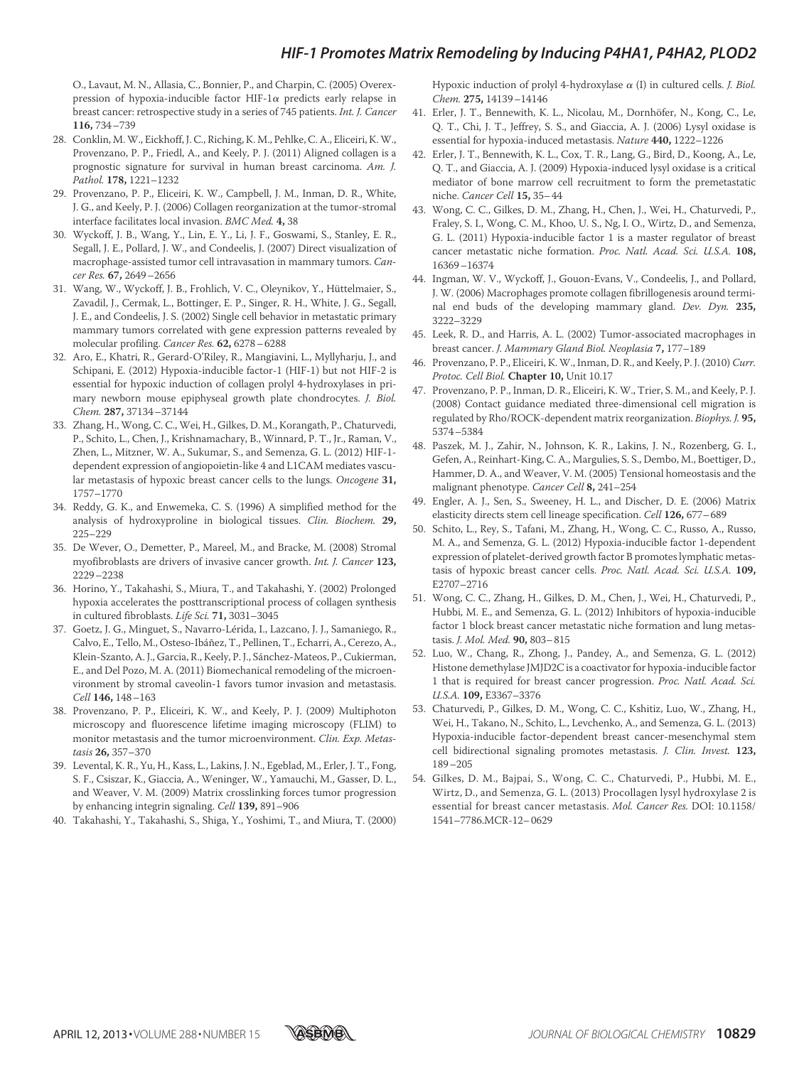O., Lavaut, M. N., Allasia, C., Bonnier, P., and Charpin, C. (2005) Overexpression of hypoxia-inducible factor HIF-1α predicts early relapse in breast cancer: retrospective study in a series of 745 patients. *Int. J. Cancer* **116,** 734–739

28. Conklin, M. W., Eickhoff, J. C., Riching, K. M., Pehlke, C. A., Eliceiri, K. W., Provenzano, P. P., Friedl, A., and Keely, P. J. (2011) Aligned collagen is a prognostic signature for survival in human breast carcinoma. *Am. J. Pathol.* **178,** 1221–1232
29. Provenzano, P. P., Eliceiri, K. W., Campbell, J. M., Inman, D. R., White, J. G., and Keely, P. J. (2006) Collagen reorganization at the tumor-stromal interface facilitates local invasion. *BMC Med.* **4,** 38
30. Wyckoff, J. B., Wang, Y., Lin, E. Y., Li, J. F., Goswami, S., Stanley, E. R., Segall, J. E., Pollard, J. W., and Condeelis, J. (2007) Direct visualization of macrophage-assisted tumor cell intravasation in mammary tumors. *Cancer Res.* **67,** 2649–2656
31. Wang, W., Wyckoff, J. B., Frohlich, V. C., Oleynikov, Y., Hüttelmaier, S., Zavadil, J., Cermak, L., Bottinger, E. P., Singer, R. H., White, J. G., Segall, J. E., and Condeelis, J. S. (2002) Single cell behavior in metastatic primary mammary tumors correlated with gene expression patterns revealed by molecular profiling. *Cancer Res.* **62,** 6278–6288
32. Aro, E., Khatri, R., Gerard-O'Riley, R., Mangiavini, L., Myllyharju, J., and Schipani, E. (2012) Hypoxia-inducible factor-1 (HIF-1) but not HIF-2 is essential for hypoxic induction of collagen prolyl 4-hydroxylases in primary newborn mouse epiphyseal growth plate chondrocytes. *J. Biol. Chem.* **287,** 37134–37144
33. Zhang, H., Wong, C. C., Wei, H., Gilkes, D. M., Korangath, P., Chaturvedi, P., Schito, L., Chen, J., Krishnamachary, B., Winnard, P. T., Jr., Raman, V., Zhen, L., Mitzner, W. A., Sukumar, S., and Semenza, G. L. (2012) HIF-1-dependent expression of angiopoietin-like 4 and L1CAM mediates vascular metastasis of hypoxic breast cancer cells to the lungs. *Oncogene* **31,** 1757–1770
34. Reddy, G. K., and Enwemeka, C. S. (1996) A simplified method for the analysis of hydroxyproline in biological tissues. *Clin. Biochem.* **29,** 225–229
35. De Wever, O., Demetter, P., Mareel, M., and Bracke, M. (2008) Stromal myofibroblasts are drivers of invasive cancer growth. *Int. J. Cancer* **123,** 2229–2238
36. Horino, Y., Takahashi, S., Miura, T., and Takahashi, Y. (2002) Prolonged hypoxia accelerates the posttranscriptional process of collagen synthesis in cultured fibroblasts. *Life Sci.* **71,** 3031–3045
37. Goetz, J. G., Minguet, S., Navarro-Lérida, I., Lazcano, J. J., Samaniego, R., Calvo, E., Tello, M., Osteso-Ibáñez, T., Pellinen, T., Echarri, A., Cerezo, A., Klein-Szanto, A. J., Garcia, R., Keely, P. J., Sánchez-Mateos, P., Cukierman, E., and Del Pozo, M. A. (2011) Biomechanical remodeling of the microenvironment by stromal caveolin-1 favors tumor invasion and metastasis. *Cell* **146,** 148–163
38. Provenzano, P. P., Eliceiri, K. W., and Keely, P. J. (2009) Multiphoton microscopy and fluorescence lifetime imaging microscopy (FLIM) to monitor metastasis and the tumor microenvironment. *Clin. Exp. Metastasis* **26,** 357–370
39. Levental, K. R., Yu, H., Kass, L., Lakins, J. N., Egeblad, M., Erler, J. T., Fong, S. F., Csiszar, K., Giaccia, A., Weninger, W., Yamauchi, M., Gasser, D. L., and Weaver, V. M. (2009) Matrix crosslinking forces tumor progression by enhancing integrin signaling. *Cell* **139,** 891–906
40. Takahashi, Y., Takahashi, S., Shiga, Y., Yoshimi, T., and Miura, T. (2000) Hypoxic induction of prolyl 4-hydroxylase α (I) in cultured cells. *J. Biol. Chem.* **275,** 14139–14146
41. Erler, J. T., Bennewith, K. L., Nicolau, M., Dornhöfer, N., Kong, C., Le, Q. T., Chi, J. T., Jeffrey, S. S., and Giaccia, A. J. (2006) Lysyl oxidase is essential for hypoxia-induced metastasis. *Nature* **440,** 1222–1226
42. Erler, J. T., Bennewith, K. L., Cox, T. R., Lang, G., Bird, D., Koong, A., Le, Q. T., and Giaccia, A. J. (2009) Hypoxia-induced lysyl oxidase is a critical mediator of bone marrow cell recruitment to form the premetastatic niche. *Cancer Cell* **15,** 35–44
43. Wong, C. C., Gilkes, D. M., Zhang, H., Chen, J., Wei, H., Chaturvedi, P., Fraley, S. I., Wong, C. M., Khoo, U. S., Ng, I. O., Wirtz, D., and Semenza, G. L. (2011) Hypoxia-inducible factor 1 is a master regulator of breast cancer metastatic niche formation. *Proc. Natl. Acad. Sci. U.S.A.* **108,** 16369–16374
44. Ingman, W. V., Wyckoff, J., Gouon-Evans, V., Condeelis, J., and Pollard, J. W. (2006) Macrophages promote collagen fibrillogenesis around terminal end buds of the developing mammary gland. *Dev. Dyn.* **235,** 3222–3229
45. Leek, R. D., and Harris, A. L. (2002) Tumor-associated macrophages in breast cancer. *J. Mammary Gland Biol. Neoplasia* **7,** 177–189
46. Provenzano, P. P., Eliceiri, K. W., Inman, D. R., and Keely, P. J. (2010) *Curr. Protoc. Cell Biol.* **Chapter 10,** Unit 10.17
47. Provenzano, P. P., Inman, D. R., Eliceiri, K. W., Trier, S. M., and Keely, P. J. (2008) Contact guidance mediated three-dimensional cell migration is regulated by Rho/ROCK-dependent matrix reorganization. *Biophys. J.* **95,** 5374–5384
48. Paszek, M. J., Zahir, N., Johnson, K. R., Lakins, J. N., Rozenberg, G. I., Gefen, A., Reinhart-King, C. A., Margulies, S. S., Dembo, M., Boettiger, D., Hammer, D. A., and Weaver, V. M. (2005) Tensional homeostasis and the malignant phenotype. *Cancer Cell* **8,** 241–254
49. Engler, A. J., Sen, S., Sweeney, H. L., and Discher, D. E. (2006) Matrix elasticity directs stem cell lineage specification. *Cell* **126,** 677–689
50. Schito, L., Rey, S., Tafani, M., Zhang, H., Wong, C. C., Russo, A., Russo, M. A., and Semenza, G. L. (2012) Hypoxia-inducible factor 1-dependent expression of platelet-derived growth factor B promotes lymphatic metastasis of hypoxic breast cancer cells. *Proc. Natl. Acad. Sci. U.S.A.* **109,** E2707–2716
51. Wong, C. C., Zhang, H., Gilkes, D. M., Chen, J., Wei, H., Chaturvedi, P., Hubbi, M. E., and Semenza, G. L. (2012) Inhibitors of hypoxia-inducible factor 1 block breast cancer metastatic niche formation and lung metastasis. *J. Mol. Med.* **90,** 803–815
52. Luo, W., Chang, R., Zhong, J., Pandey, A., and Semenza, G. L. (2012) Histone demethylase JMJD2C is a coactivator for hypoxia-inducible factor 1 that is required for breast cancer progression. *Proc. Natl. Acad. Sci. U.S.A.* **109,** E3367–3376
53. Chaturvedi, P., Gilkes, D. M., Wong, C. C., Kshitiz, Luo, W., Zhang, H., Wei, H., Takano, N., Schito, L., Levchenko, A., and Semenza, G. L. (2013) Hypoxia-inducible factor-dependent breast cancer-mesenchymal stem cell bidirectional signaling promotes metastasis. *J. Clin. Invest.* **123,** 189–205
54. Gilkes, D. M., Bajpai, S., Wong, C. C., Chaturvedi, P., Hubbi, M. E., Wirtz, D., and Semenza, G. L. (2013) Procollagen lysyl hydroxylase 2 is essential for breast cancer metastasis. *Mol. Cancer Res.* DOI: 10.1158/1541–7786.MCR-12–0629